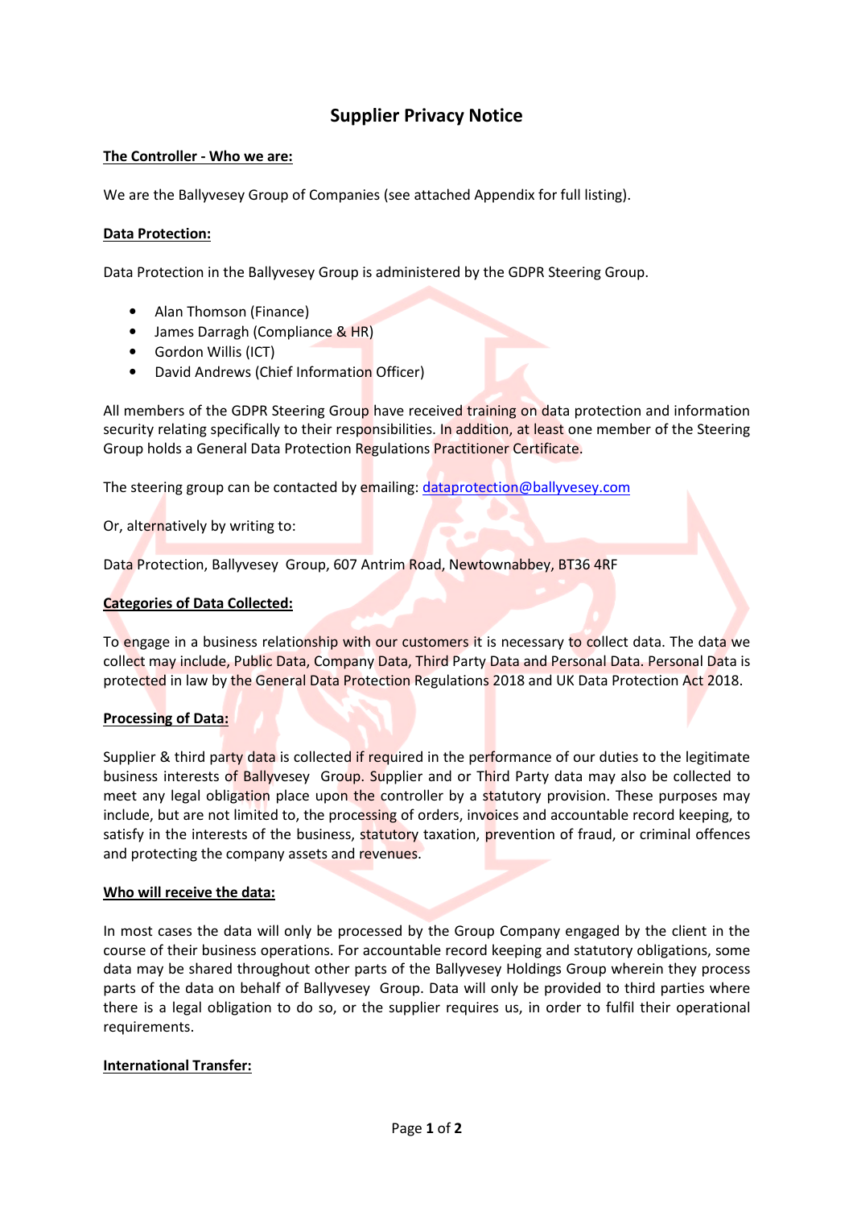# Supplier Privacy Notice

**The Controller - Who we are:**

We are the Ballyvesey Group of Companies (see attached Appendix for full listing).

**Data Protection:**

Data Protection in the Ballyvesey Group is administered by the GDPR Steering Group.

- Alan Thomson (Finance)
- James Darragh (Compliance & HR)
- Gordon Willis (ICT)
- David Andrews (Chief Information Officer)

All members of the GDPR Steering Group have received training on data protection and information security relating specifically to their responsibilities. In addition, at least one member of the Steering Group holds a General Data Protection Regulations Practitioner Certificate.

The steering group can be contacted by emailing: dataprotection@ballyvesey.com

Or, alternatively by writing to:

Data Protection, Ballyvesey Group, 607 Antrim Road, Newtownabbey, BT36 4RF

**Categories of Data Collected:**

To engage in a business relationship with our customers it is necessary to collect data. The data we collect may include, Public Data, Company Data, Third Party Data and Personal Data. Personal Data is protected in law by the General Data Protection Regulations 2018 and UK Data Protection Act 2018.

**Processing of Data:**

Supplier & third party data is collected if required in the performance of our duties to the legitimate business interests of Ballyvesey Group. Supplier and or Third Party data may also be collected to meet any legal obligation place upon the controller by a statutory provision. These purposes may include, but are not limited to, the processing of orders, invoices and accountable record keeping, to satisfy in the interests of the business, statutory taxation, prevention of fraud, or criminal offences and protecting the company assets and revenues.

**Who will receive the data:**

In most cases the data will only be processed by the Group Company engaged by the client in the course of their business operations. For accountable record keeping and statutory obligations, some data may be shared throughout other parts of the Ballyvesey Holdings Group wherein they process parts of the data on behalf of Ballyvesey Group. Data will only be provided to third parties where there is a legal obligation to do so, or the supplier requires us, in order to fulfil their operational requirements.

**International Transfer:**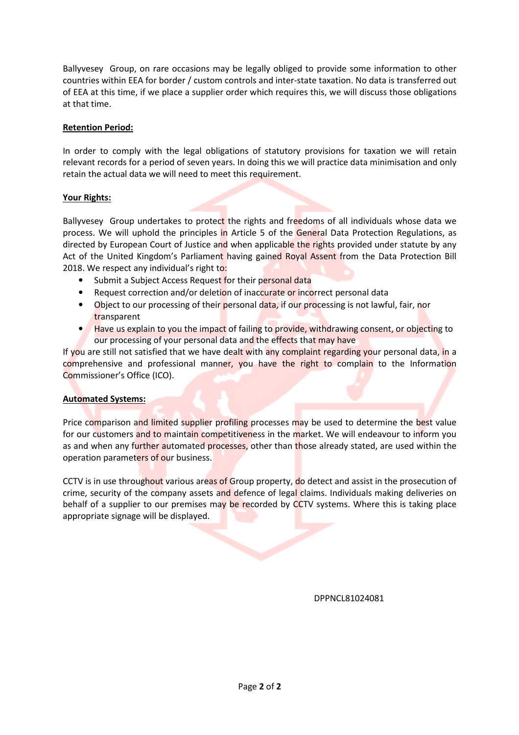Ballyvesey Group, on rare occasions may be legally obliged to provide some information to other countries within EEA for border / custom controls and inter-state taxation. No data is transferred out of EEA at this time, if we place a supplier order which requires this, we will discuss those obligations at that time.

**Retention Period:**

In order to comply with the legal obligations of statutory provisions for taxation we will retain relevant records for a period of seven years. In doing this we will practice data minimisation and only retain the actual data we will need to meet this requirement.

**Your Rights:**

Ballyvesey Group undertakes to protect the rights and freedoms of all individuals whose data we process. We will uphold the principles in Article 5 of the General Data Protection Regulations, as directed by European Court of Justice and when applicable the rights provided under statute by any Act of the United Kingdom's Parliament having gained Royal Assent from the Data Protection Bill 2018. We respect any individual's right to:

- Submit a Subject Access Request for their personal data
- Request correction and/or deletion of inaccurate or incorrect personal data
- Object to our processing of their personal data, if our processing is not lawful, fair, nor transparent
- Have us explain to you the impact of failing to provide, withdrawing consent, or objecting to our processing of your personal data and the effects that may have

If you are still not satisfied that we have dealt with any complaint regarding your personal data, in a comprehensive and professional manner, you have the right to complain to the Information Commissioner's Office (ICO).

**Automated Systems:**

Price comparison and limited supplier profiling processes may be used to determine the best value for our customers and to maintain competitiveness in the market. We will endeavour to inform you as and when any further automated processes, other than those already stated, are used within the operation parameters of our business.

CCTV is in use throughout various areas of Group property, do detect and assist in the prosecution of crime, security of the company assets and defence of legal claims. Individuals making deliveries on behalf of a supplier to our premises may be recorded by CCTV systems. Where this is taking place appropriate signage will be displayed.

DPPNCL81024081